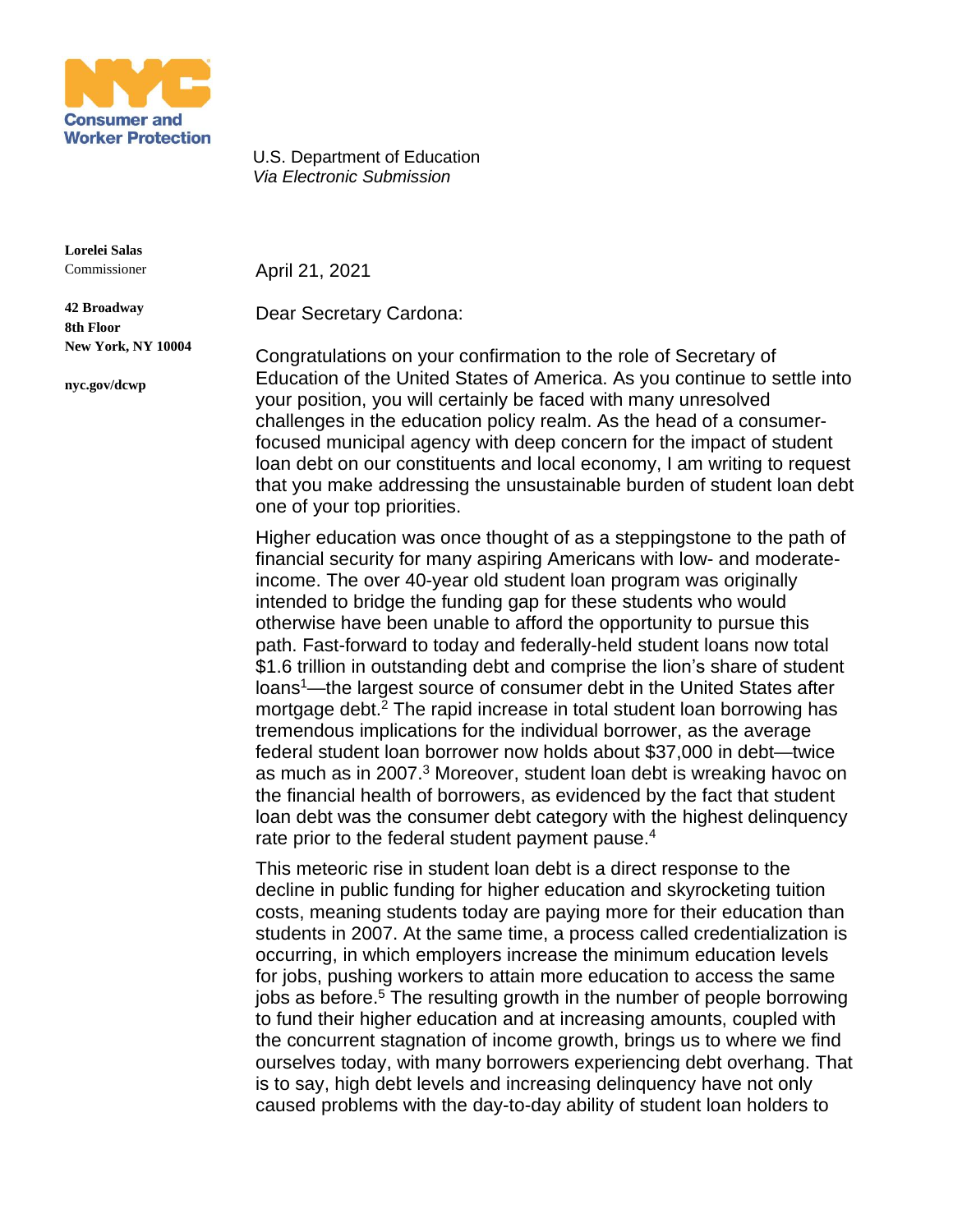**NYC Consumer and Worker Protection**

**Lorelei Salas**
Commissioner

**42 Broadway**
**8th Floor**
**New York, NY 10004**

**nyc.gov/dcwp**

U.S. Department of Education
*Via Electronic Submission*

April 21, 2021

Dear Secretary Cardona:

Congratulations on your confirmation to the role of Secretary of Education of the United States of America. As you continue to settle into your position, you will certainly be faced with many unresolved challenges in the education policy realm. As the head of a consumer-focused municipal agency with deep concern for the impact of student loan debt on our constituents and local economy, I am writing to request that you make addressing the unsustainable burden of student loan debt one of your top priorities.

Higher education was once thought of as a steppingstone to the path of financial security for many aspiring Americans with low- and moderate-income. The over 40-year old student loan program was originally intended to bridge the funding gap for these students who would otherwise have been unable to afford the opportunity to pursue this path. Fast-forward to today and federally-held student loans now total $1.6 trillion in outstanding debt and comprise the lion's share of student loans[1]—the largest source of consumer debt in the United States after mortgage debt.[2] The rapid increase in total student loan borrowing has tremendous implications for the individual borrower, as the average federal student loan borrower now holds about $37,000 in debt—twice as much as in 2007.[3] Moreover, student loan debt is wreaking havoc on the financial health of borrowers, as evidenced by the fact that student loan debt was the consumer debt category with the highest delinquency rate prior to the federal student payment pause.[4]

This meteoric rise in student loan debt is a direct response to the decline in public funding for higher education and skyrocketing tuition costs, meaning students today are paying more for their education than students in 2007. At the same time, a process called credentialization is occurring, in which employers increase the minimum education levels for jobs, pushing workers to attain more education to access the same jobs as before.[5] The resulting growth in the number of people borrowing to fund their higher education and at increasing amounts, coupled with the concurrent stagnation of income growth, brings us to where we find ourselves today, with many borrowers experiencing debt overhang. That is to say, high debt levels and increasing delinquency have not only caused problems with the day-to-day ability of student loan holders to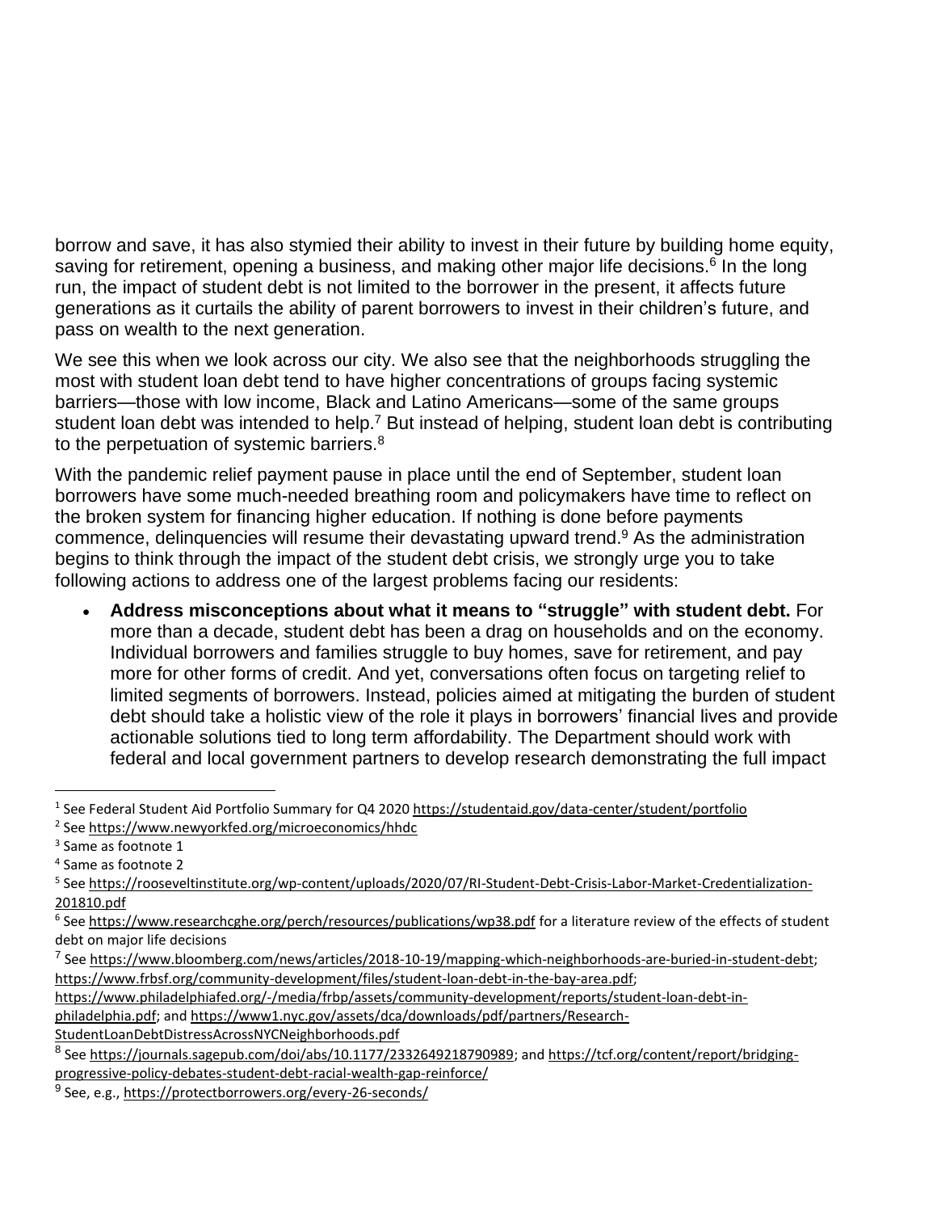borrow and save, it has also stymied their ability to invest in their future by building home equity, saving for retirement, opening a business, and making other major life decisions.[6] In the long run, the impact of student debt is not limited to the borrower in the present, it affects future generations as it curtails the ability of parent borrowers to invest in their children's future, and pass on wealth to the next generation.

We see this when we look across our city. We also see that the neighborhoods struggling the most with student loan debt tend to have higher concentrations of groups facing systemic barriers—those with low income, Black and Latino Americans—some of the same groups student loan debt was intended to help.[7] But instead of helping, student loan debt is contributing to the perpetuation of systemic barriers.[8]

With the pandemic relief payment pause in place until the end of September, student loan borrowers have some much-needed breathing room and policymakers have time to reflect on the broken system for financing higher education. If nothing is done before payments commence, delinquencies will resume their devastating upward trend.[9] As the administration begins to think through the impact of the student debt crisis, we strongly urge you to take following actions to address one of the largest problems facing our residents:

- **Address misconceptions about what it means to "struggle" with student debt.** For more than a decade, student debt has been a drag on households and on the economy. Individual borrowers and families struggle to buy homes, save for retirement, and pay more for other forms of credit. And yet, conversations often focus on targeting relief to limited segments of borrowers. Instead, policies aimed at mitigating the burden of student debt should take a holistic view of the role it plays in borrowers' financial lives and provide actionable solutions tied to long term affordability. The Department should work with federal and local government partners to develop research demonstrating the full impact

---

[1] See Federal Student Aid Portfolio Summary for Q4 2020 https://studentaid.gov/data-center/student/portfolio

[2] See https://www.newyorkfed.org/microeconomics/hhdc

[3] Same as footnote 1

[4] Same as footnote 2

[5] See https://rooseveltinstitute.org/wp-content/uploads/2020/07/RI-Student-Debt-Crisis-Labor-Market-Credentialization-201810.pdf

[6] See https://www.researchcghe.org/perch/resources/publications/wp38.pdf for a literature review of the effects of student debt on major life decisions

[7] See https://www.bloomberg.com/news/articles/2018-10-19/mapping-which-neighborhoods-are-buried-in-student-debt; https://www.frbsf.org/community-development/files/student-loan-debt-in-the-bay-area.pdf; https://www.philadelphiafed.org/-/media/frbp/assets/community-development/reports/student-loan-debt-in-philadelphia.pdf; and https://www1.nyc.gov/assets/dca/downloads/pdf/partners/Research-StudentLoanDebtDistressAcrossNYCNeighborhoods.pdf

[8] See https://journals.sagepub.com/doi/abs/10.1177/2332649218790989; and https://tcf.org/content/report/bridging-progressive-policy-debates-student-debt-racial-wealth-gap-reinforce/

[9] See, e.g., https://protectborrowers.org/every-26-seconds/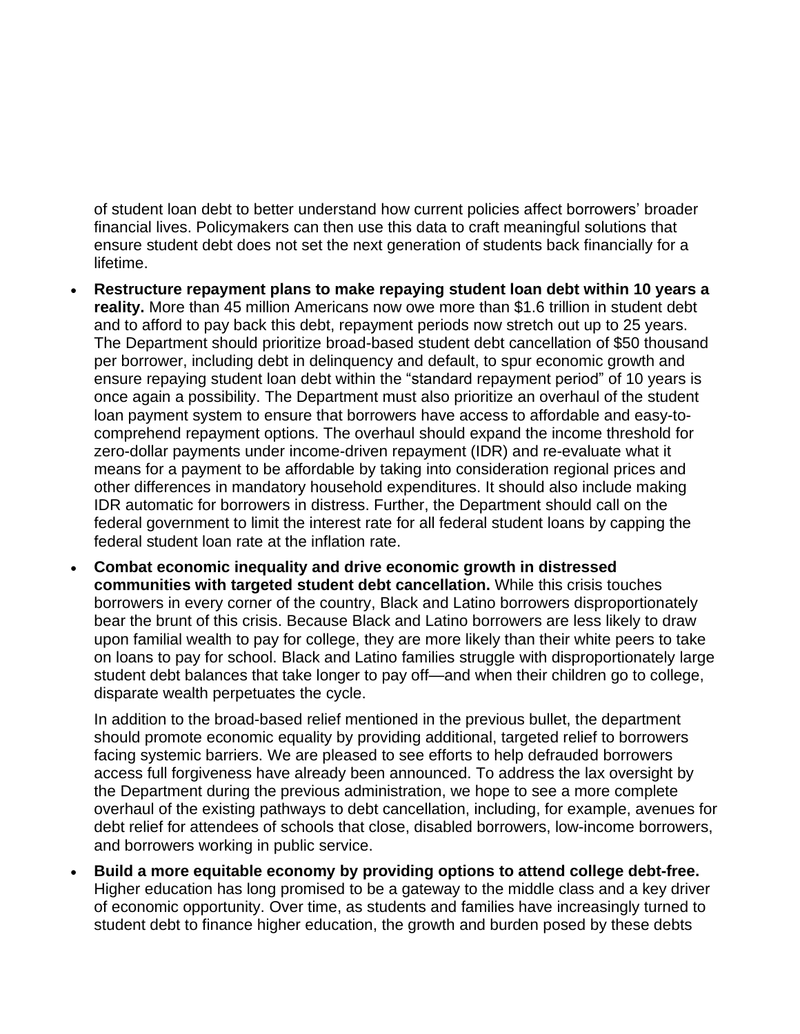of student loan debt to better understand how current policies affect borrowers' broader financial lives. Policymakers can then use this data to craft meaningful solutions that ensure student debt does not set the next generation of students back financially for a lifetime.

- **Restructure repayment plans to make repaying student loan debt within 10 years a reality.** More than 45 million Americans now owe more than $1.6 trillion in student debt and to afford to pay back this debt, repayment periods now stretch out up to 25 years. The Department should prioritize broad-based student debt cancellation of $50 thousand per borrower, including debt in delinquency and default, to spur economic growth and ensure repaying student loan debt within the "standard repayment period" of 10 years is once again a possibility. The Department must also prioritize an overhaul of the student loan payment system to ensure that borrowers have access to affordable and easy-to-comprehend repayment options. The overhaul should expand the income threshold for zero-dollar payments under income-driven repayment (IDR) and re-evaluate what it means for a payment to be affordable by taking into consideration regional prices and other differences in mandatory household expenditures. It should also include making IDR automatic for borrowers in distress. Further, the Department should call on the federal government to limit the interest rate for all federal student loans by capping the federal student loan rate at the inflation rate.
- **Combat economic inequality and drive economic growth in distressed communities with targeted student debt cancellation.** While this crisis touches borrowers in every corner of the country, Black and Latino borrowers disproportionately bear the brunt of this crisis. Because Black and Latino borrowers are less likely to draw upon familial wealth to pay for college, they are more likely than their white peers to take on loans to pay for school. Black and Latino families struggle with disproportionately large student debt balances that take longer to pay off—and when their children go to college, disparate wealth perpetuates the cycle.

  In addition to the broad-based relief mentioned in the previous bullet, the department should promote economic equality by providing additional, targeted relief to borrowers facing systemic barriers. We are pleased to see efforts to help defrauded borrowers access full forgiveness have already been announced. To address the lax oversight by the Department during the previous administration, we hope to see a more complete overhaul of the existing pathways to debt cancellation, including, for example, avenues for debt relief for attendees of schools that close, disabled borrowers, low-income borrowers, and borrowers working in public service.
- **Build a more equitable economy by providing options to attend college debt-free.** Higher education has long promised to be a gateway to the middle class and a key driver of economic opportunity. Over time, as students and families have increasingly turned to student debt to finance higher education, the growth and burden posed by these debts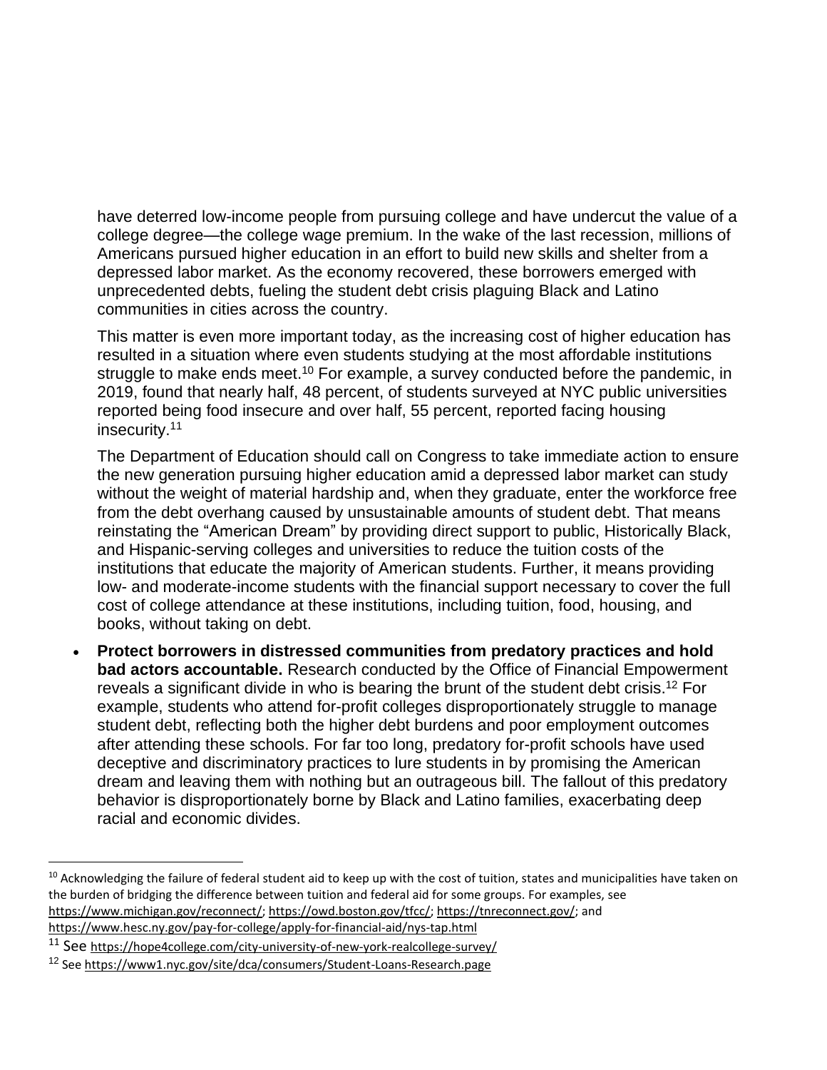have deterred low-income people from pursuing college and have undercut the value of a college degree—the college wage premium. In the wake of the last recession, millions of Americans pursued higher education in an effort to build new skills and shelter from a depressed labor market. As the economy recovered, these borrowers emerged with unprecedented debts, fueling the student debt crisis plaguing Black and Latino communities in cities across the country.

This matter is even more important today, as the increasing cost of higher education has resulted in a situation where even students studying at the most affordable institutions struggle to make ends meet.[10] For example, a survey conducted before the pandemic, in 2019, found that nearly half, 48 percent, of students surveyed at NYC public universities reported being food insecure and over half, 55 percent, reported facing housing insecurity.[11]

The Department of Education should call on Congress to take immediate action to ensure the new generation pursuing higher education amid a depressed labor market can study without the weight of material hardship and, when they graduate, enter the workforce free from the debt overhang caused by unsustainable amounts of student debt. That means reinstating the "American Dream" by providing direct support to public, Historically Black, and Hispanic-serving colleges and universities to reduce the tuition costs of the institutions that educate the majority of American students. Further, it means providing low- and moderate-income students with the financial support necessary to cover the full cost of college attendance at these institutions, including tuition, food, housing, and books, without taking on debt.

- **Protect borrowers in distressed communities from predatory practices and hold bad actors accountable.** Research conducted by the Office of Financial Empowerment reveals a significant divide in who is bearing the brunt of the student debt crisis.[12] For example, students who attend for-profit colleges disproportionately struggle to manage student debt, reflecting both the higher debt burdens and poor employment outcomes after attending these schools. For far too long, predatory for-profit schools have used deceptive and discriminatory practices to lure students in by promising the American dream and leaving them with nothing but an outrageous bill. The fallout of this predatory behavior is disproportionately borne by Black and Latino families, exacerbating deep racial and economic divides.

---

[10] Acknowledging the failure of federal student aid to keep up with the cost of tuition, states and municipalities have taken on the burden of bridging the difference between tuition and federal aid for some groups. For examples, see https://www.michigan.gov/reconnect/; https://owd.boston.gov/tfcc/; https://tnreconnect.gov/; and https://www.hesc.ny.gov/pay-for-college/apply-for-financial-aid/nys-tap.html

[11] See https://hope4college.com/city-university-of-new-york-realcollege-survey/

[12] See https://www1.nyc.gov/site/dca/consumers/Student-Loans-Research.page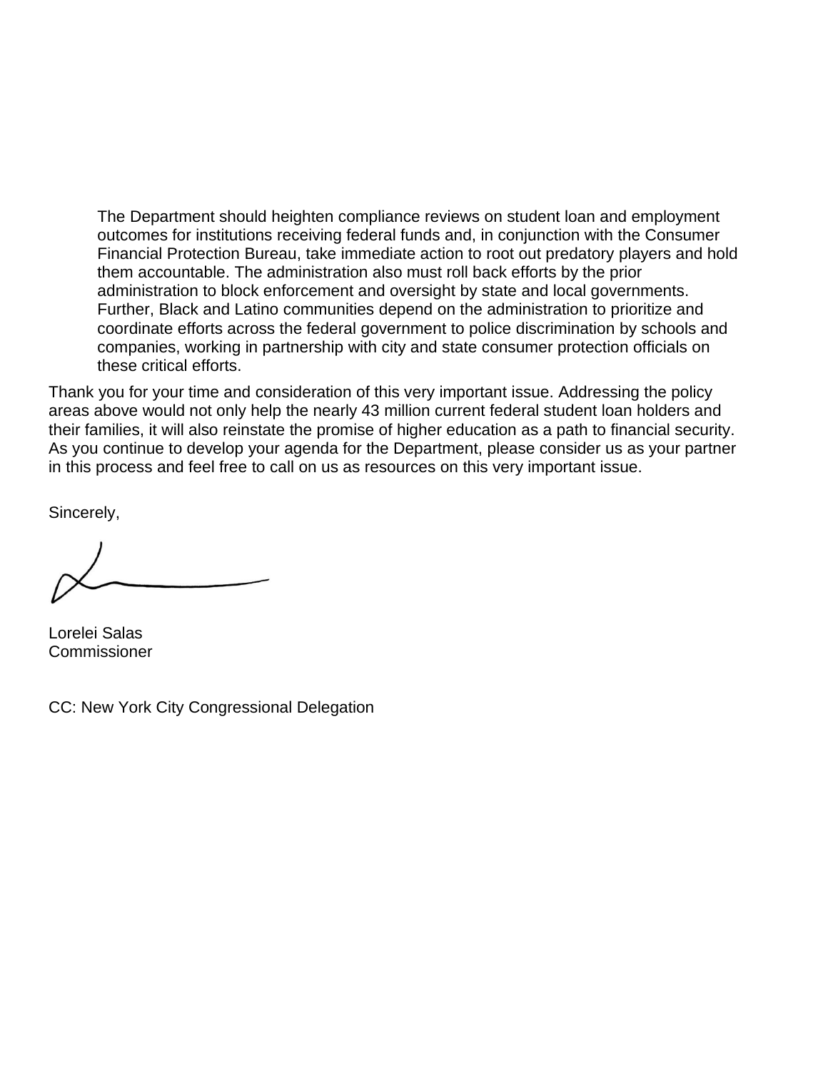The Department should heighten compliance reviews on student loan and employment outcomes for institutions receiving federal funds and, in conjunction with the Consumer Financial Protection Bureau, take immediate action to root out predatory players and hold them accountable. The administration also must roll back efforts by the prior administration to block enforcement and oversight by state and local governments. Further, Black and Latino communities depend on the administration to prioritize and coordinate efforts across the federal government to police discrimination by schools and companies, working in partnership with city and state consumer protection officials on these critical efforts.

Thank you for your time and consideration of this very important issue. Addressing the policy areas above would not only help the nearly 43 million current federal student loan holders and their families, it will also reinstate the promise of higher education as a path to financial security. As you continue to develop your agenda for the Department, please consider us as your partner in this process and feel free to call on us as resources on this very important issue.

Sincerely,

Lorelei Salas
Commissioner

CC: New York City Congressional Delegation